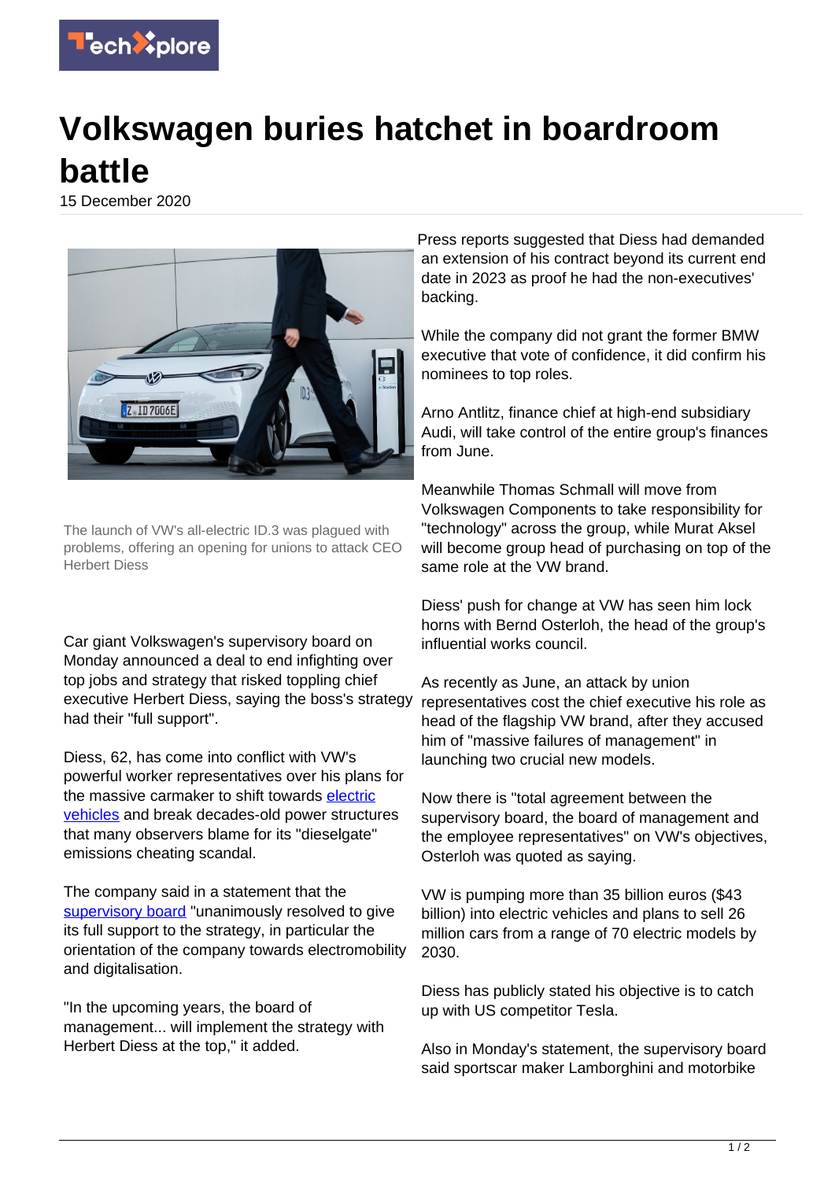# Volkswagen buries hatchet in boardroom battle

15 December 2020

The launch of VW's all-electric ID.3 was plagued with problems, offering an opening for unions to attack CEO Herbert Diess

Car giant Volkswagen's supervisory board on Monday announced a deal to end infighting over top jobs and strategy that risked toppling chief executive Herbert Diess, saying the boss's strategy had their "full support".

Diess, 62, has come into conflict with VW's powerful worker representatives over his plans for the massive carmaker to shift towards electric vehicles and break decades-old power structures that many observers blame for its "dieselgate" emissions cheating scandal.

The company said in a statement that the supervisory board "unanimously resolved to give its full support to the strategy, in particular the orientation of the company towards electromobility and digitalisation.

"In the upcoming years, the board of management... will implement the strategy with Herbert Diess at the top," it added.

Press reports suggested that Diess had demanded an extension of his contract beyond its current end date in 2023 as proof he had the non-executives' backing.

While the company did not grant the former BMW executive that vote of confidence, it did confirm his nominees to top roles.

Arno Antlitz, finance chief at high-end subsidiary Audi, will take control of the entire group's finances from June.

Meanwhile Thomas Schmall will move from Volkswagen Components to take responsibility for "technology" across the group, while Murat Aksel will become group head of purchasing on top of the same role at the VW brand.

Diess' push for change at VW has seen him lock horns with Bernd Osterloh, the head of the group's influential works council.

As recently as June, an attack by union representatives cost the chief executive his role as head of the flagship VW brand, after they accused him of "massive failures of management" in launching two crucial new models.

Now there is "total agreement between the supervisory board, the board of management and the employee representatives" on VW's objectives, Osterloh was quoted as saying.

VW is pumping more than 35 billion euros ($43 billion) into electric vehicles and plans to sell 26 million cars from a range of 70 electric models by 2030.

Diess has publicly stated his objective is to catch up with US competitor Tesla.

Also in Monday's statement, the supervisory board said sportscar maker Lamborghini and motorbike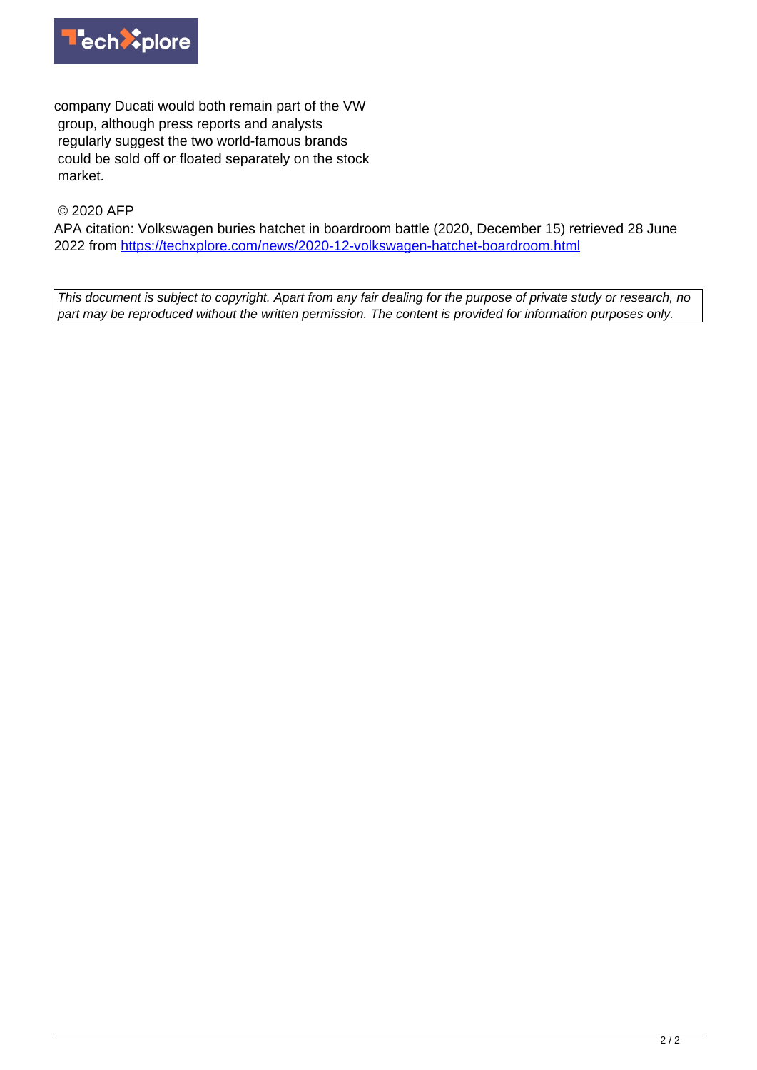company Ducati would both remain part of the VW group, although press reports and analysts regularly suggest the two world-famous brands could be sold off or floated separately on the stock market.

© 2020 AFP

APA citation: Volkswagen buries hatchet in boardroom battle (2020, December 15) retrieved 28 June 2022 from https://techxplore.com/news/2020-12-volkswagen-hatchet-boardroom.html

*This document is subject to copyright. Apart from any fair dealing for the purpose of private study or research, no part may be reproduced without the written permission. The content is provided for information purposes only.*